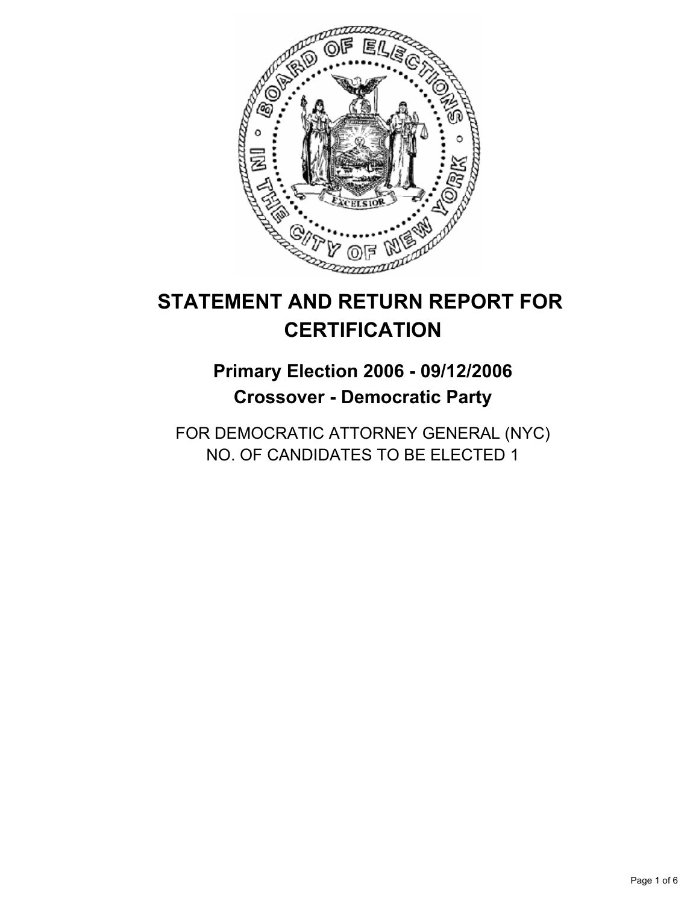# STATEMENT AND RETURN REPORT FOR CERTIFICATION

## Primary Election 2006 - 09/12/2006
## Crossover - Democratic Party

FOR DEMOCRATIC ATTORNEY GENERAL (NYC)
NO. OF CANDIDATES TO BE ELECTED 1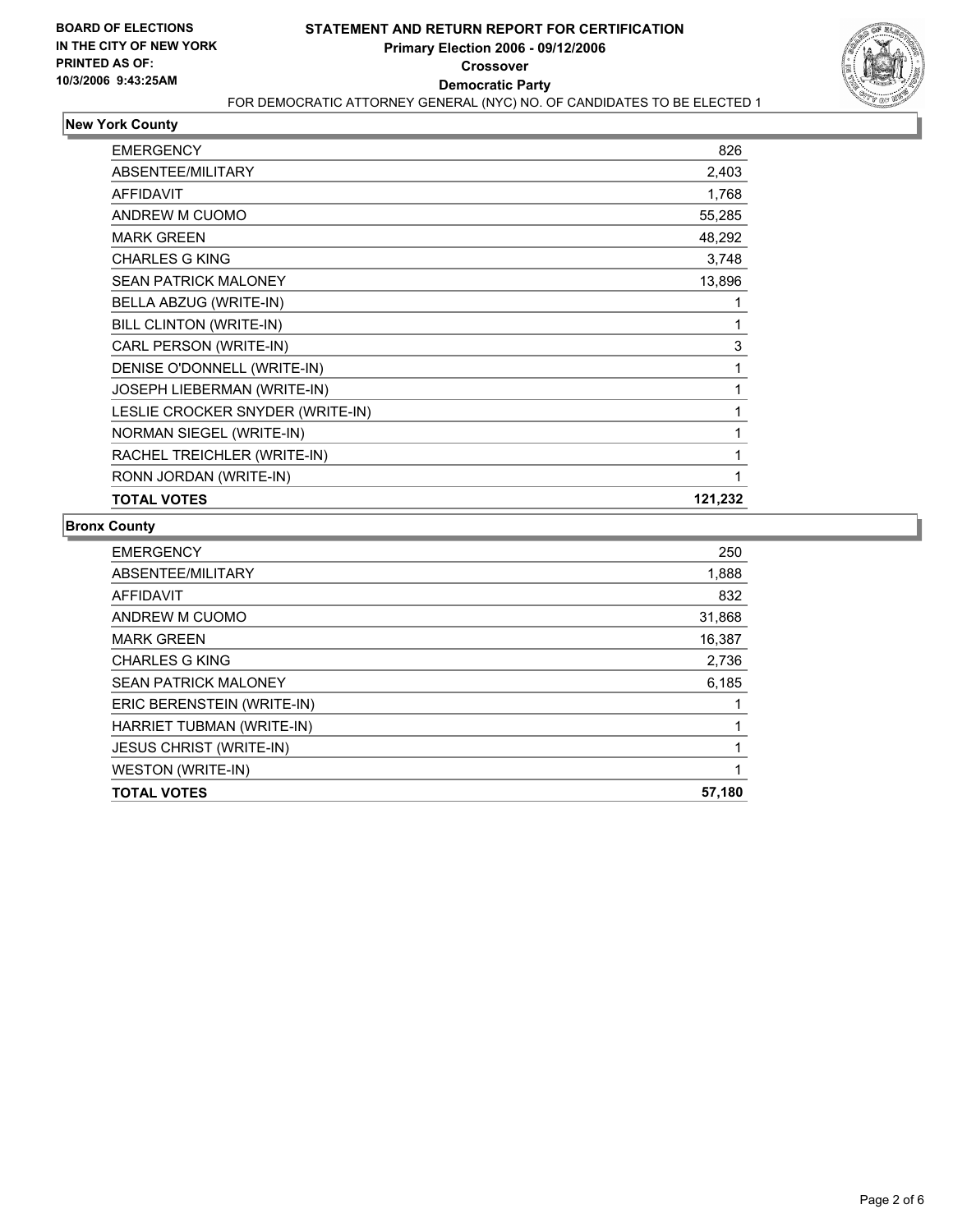**BOARD OF ELECTIONS IN THE CITY OF NEW YORK PRINTED AS OF: 10/3/2006 9:43:25AM**

# STATEMENT AND RETURN REPORT FOR CERTIFICATION
## Primary Election 2006 - 09/12/2006
## Crossover
## Democratic Party
FOR DEMOCRATIC ATTORNEY GENERAL (NYC) NO. OF CANDIDATES TO BE ELECTED 1

### New York County

| | |
|---|---|
| EMERGENCY | 826 |
| ABSENTEE/MILITARY | 2,403 |
| AFFIDAVIT | 1,768 |
| ANDREW M CUOMO | 55,285 |
| MARK GREEN | 48,292 |
| CHARLES G KING | 3,748 |
| SEAN PATRICK MALONEY | 13,896 |
| BELLA ABZUG (WRITE-IN) | 1 |
| BILL CLINTON (WRITE-IN) | 1 |
| CARL PERSON (WRITE-IN) | 3 |
| DENISE O'DONNELL (WRITE-IN) | 1 |
| JOSEPH LIEBERMAN (WRITE-IN) | 1 |
| LESLIE CROCKER SNYDER (WRITE-IN) | 1 |
| NORMAN SIEGEL (WRITE-IN) | 1 |
| RACHEL TREICHLER (WRITE-IN) | 1 |
| RONN JORDAN (WRITE-IN) | 1 |
| **TOTAL VOTES** | **121,232** |

### Bronx County

| | |
|---|---|
| EMERGENCY | 250 |
| ABSENTEE/MILITARY | 1,888 |
| AFFIDAVIT | 832 |
| ANDREW M CUOMO | 31,868 |
| MARK GREEN | 16,387 |
| CHARLES G KING | 2,736 |
| SEAN PATRICK MALONEY | 6,185 |
| ERIC BERENSTEIN (WRITE-IN) | 1 |
| HARRIET TUBMAN (WRITE-IN) | 1 |
| JESUS CHRIST (WRITE-IN) | 1 |
| WESTON (WRITE-IN) | 1 |
| **TOTAL VOTES** | **57,180** |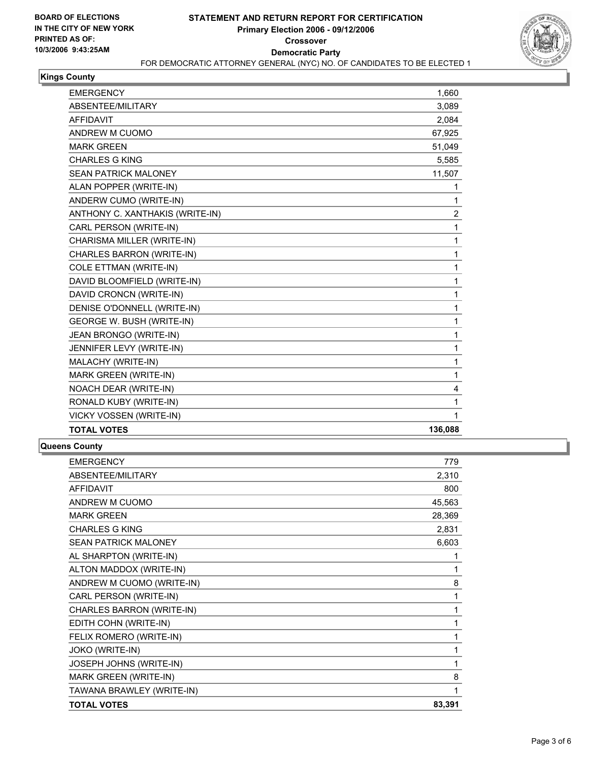BOARD OF ELECTIONS
IN THE CITY OF NEW YORK
PRINTED AS OF:
10/3/2006 9:43:25AM

# STATEMENT AND RETURN REPORT FOR CERTIFICATION
## Primary Election 2006 - 09/12/2006
### Crossover
### Democratic Party

FOR DEMOCRATIC ATTORNEY GENERAL (NYC) NO. OF CANDIDATES TO BE ELECTED 1

**Kings County**

| | |
|---|---|
| EMERGENCY | 1,660 |
| ABSENTEE/MILITARY | 3,089 |
| AFFIDAVIT | 2,084 |
| ANDREW M CUOMO | 67,925 |
| MARK GREEN | 51,049 |
| CHARLES G KING | 5,585 |
| SEAN PATRICK MALONEY | 11,507 |
| ALAN POPPER (WRITE-IN) | 1 |
| ANDERW CUMO (WRITE-IN) | 1 |
| ANTHONY C. XANTHAKIS (WRITE-IN) | 2 |
| CARL PERSON (WRITE-IN) | 1 |
| CHARISMA MILLER (WRITE-IN) | 1 |
| CHARLES BARRON (WRITE-IN) | 1 |
| COLE ETTMAN (WRITE-IN) | 1 |
| DAVID BLOOMFIELD (WRITE-IN) | 1 |
| DAVID CRONCN (WRITE-IN) | 1 |
| DENISE O'DONNELL (WRITE-IN) | 1 |
| GEORGE W. BUSH (WRITE-IN) | 1 |
| JEAN BRONGO (WRITE-IN) | 1 |
| JENNIFER LEVY (WRITE-IN) | 1 |
| MALACHY (WRITE-IN) | 1 |
| MARK GREEN (WRITE-IN) | 1 |
| NOACH DEAR (WRITE-IN) | 4 |
| RONALD KUBY (WRITE-IN) | 1 |
| VICKY VOSSEN (WRITE-IN) | 1 |
| **TOTAL VOTES** | **136,088** |

**Queens County**

| | |
|---|---|
| EMERGENCY | 779 |
| ABSENTEE/MILITARY | 2,310 |
| AFFIDAVIT | 800 |
| ANDREW M CUOMO | 45,563 |
| MARK GREEN | 28,369 |
| CHARLES G KING | 2,831 |
| SEAN PATRICK MALONEY | 6,603 |
| AL SHARPTON (WRITE-IN) | 1 |
| ALTON MADDOX (WRITE-IN) | 1 |
| ANDREW M CUOMO (WRITE-IN) | 8 |
| CARL PERSON (WRITE-IN) | 1 |
| CHARLES BARRON (WRITE-IN) | 1 |
| EDITH COHN (WRITE-IN) | 1 |
| FELIX ROMERO (WRITE-IN) | 1 |
| JOKO (WRITE-IN) | 1 |
| JOSEPH JOHNS (WRITE-IN) | 1 |
| MARK GREEN (WRITE-IN) | 8 |
| TAWANA BRAWLEY (WRITE-IN) | 1 |
| **TOTAL VOTES** | **83,391** |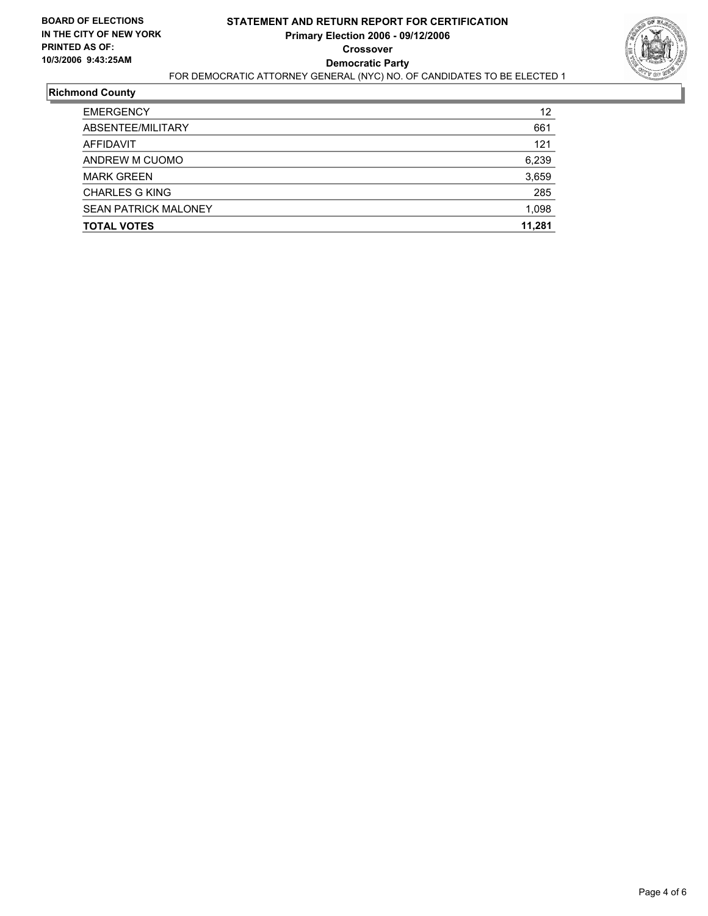**BOARD OF ELECTIONS IN THE CITY OF NEW YORK PRINTED AS OF: 10/3/2006 9:43:25AM**

# STATEMENT AND RETURN REPORT FOR CERTIFICATION
## Primary Election 2006 - 09/12/2006
## Crossover
## Democratic Party

FOR DEMOCRATIC ATTORNEY GENERAL (NYC) NO. OF CANDIDATES TO BE ELECTED 1

### Richmond County

| | |
|---|---|
| EMERGENCY | 12 |
| ABSENTEE/MILITARY | 661 |
| AFFIDAVIT | 121 |
| ANDREW M CUOMO | 6,239 |
| MARK GREEN | 3,659 |
| CHARLES G KING | 285 |
| SEAN PATRICK MALONEY | 1,098 |
| **TOTAL VOTES** | **11,281** |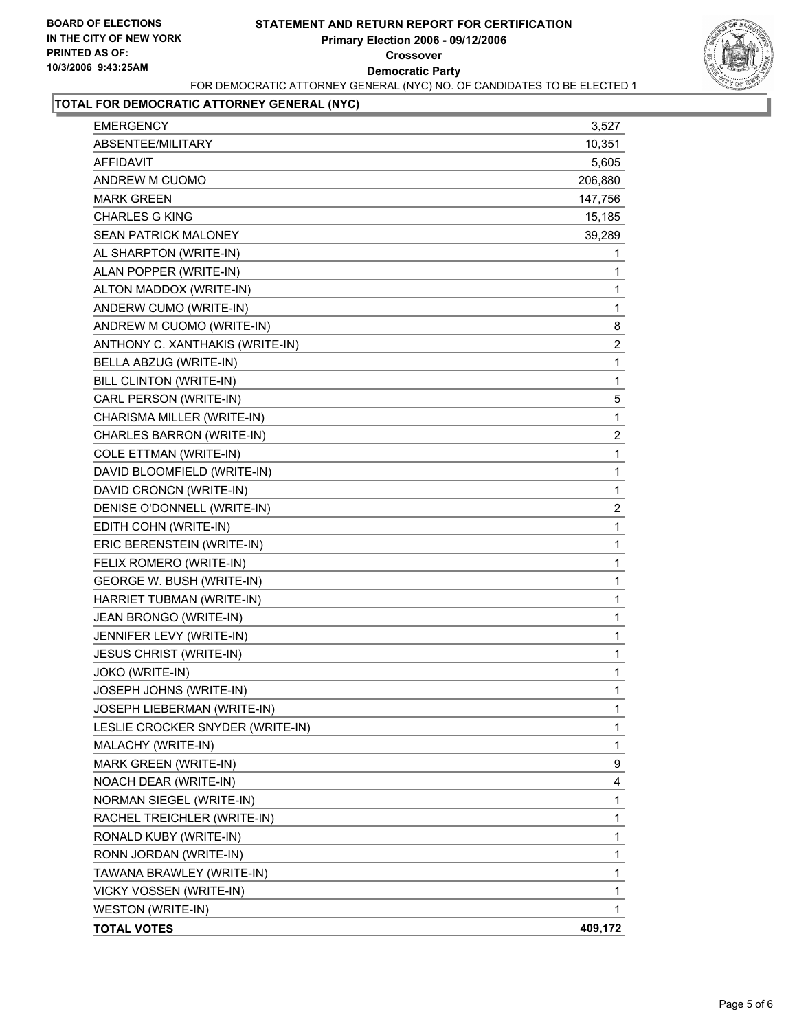**BOARD OF ELECTIONS**
**IN THE CITY OF NEW YORK**
**PRINTED AS OF:**
**10/3/2006 9:43:25AM**

# STATEMENT AND RETURN REPORT FOR CERTIFICATION
## Primary Election 2006 - 09/12/2006
## Crossover
## Democratic Party

FOR DEMOCRATIC ATTORNEY GENERAL (NYC) NO. OF CANDIDATES TO BE ELECTED 1

### TOTAL FOR DEMOCRATIC ATTORNEY GENERAL (NYC)

| | |
|---|---|
| EMERGENCY | 3,527 |
| ABSENTEE/MILITARY | 10,351 |
| AFFIDAVIT | 5,605 |
| ANDREW M CUOMO | 206,880 |
| MARK GREEN | 147,756 |
| CHARLES G KING | 15,185 |
| SEAN PATRICK MALONEY | 39,289 |
| AL SHARPTON (WRITE-IN) | 1 |
| ALAN POPPER (WRITE-IN) | 1 |
| ALTON MADDOX (WRITE-IN) | 1 |
| ANDERW CUMO (WRITE-IN) | 1 |
| ANDREW M CUOMO (WRITE-IN) | 8 |
| ANTHONY C. XANTHAKIS (WRITE-IN) | 2 |
| BELLA ABZUG (WRITE-IN) | 1 |
| BILL CLINTON (WRITE-IN) | 1 |
| CARL PERSON (WRITE-IN) | 5 |
| CHARISMA MILLER (WRITE-IN) | 1 |
| CHARLES BARRON (WRITE-IN) | 2 |
| COLE ETTMAN (WRITE-IN) | 1 |
| DAVID BLOOMFIELD (WRITE-IN) | 1 |
| DAVID CRONCN (WRITE-IN) | 1 |
| DENISE O'DONNELL (WRITE-IN) | 2 |
| EDITH COHN (WRITE-IN) | 1 |
| ERIC BERENSTEIN (WRITE-IN) | 1 |
| FELIX ROMERO (WRITE-IN) | 1 |
| GEORGE W. BUSH (WRITE-IN) | 1 |
| HARRIET TUBMAN (WRITE-IN) | 1 |
| JEAN BRONGO (WRITE-IN) | 1 |
| JENNIFER LEVY (WRITE-IN) | 1 |
| JESUS CHRIST (WRITE-IN) | 1 |
| JOKO (WRITE-IN) | 1 |
| JOSEPH JOHNS (WRITE-IN) | 1 |
| JOSEPH LIEBERMAN (WRITE-IN) | 1 |
| LESLIE CROCKER SNYDER (WRITE-IN) | 1 |
| MALACHY (WRITE-IN) | 1 |
| MARK GREEN (WRITE-IN) | 9 |
| NOACH DEAR (WRITE-IN) | 4 |
| NORMAN SIEGEL (WRITE-IN) | 1 |
| RACHEL TREICHLER (WRITE-IN) | 1 |
| RONALD KUBY (WRITE-IN) | 1 |
| RONN JORDAN (WRITE-IN) | 1 |
| TAWANA BRAWLEY (WRITE-IN) | 1 |
| VICKY VOSSEN (WRITE-IN) | 1 |
| WESTON (WRITE-IN) | 1 |
| **TOTAL VOTES** | **409,172** |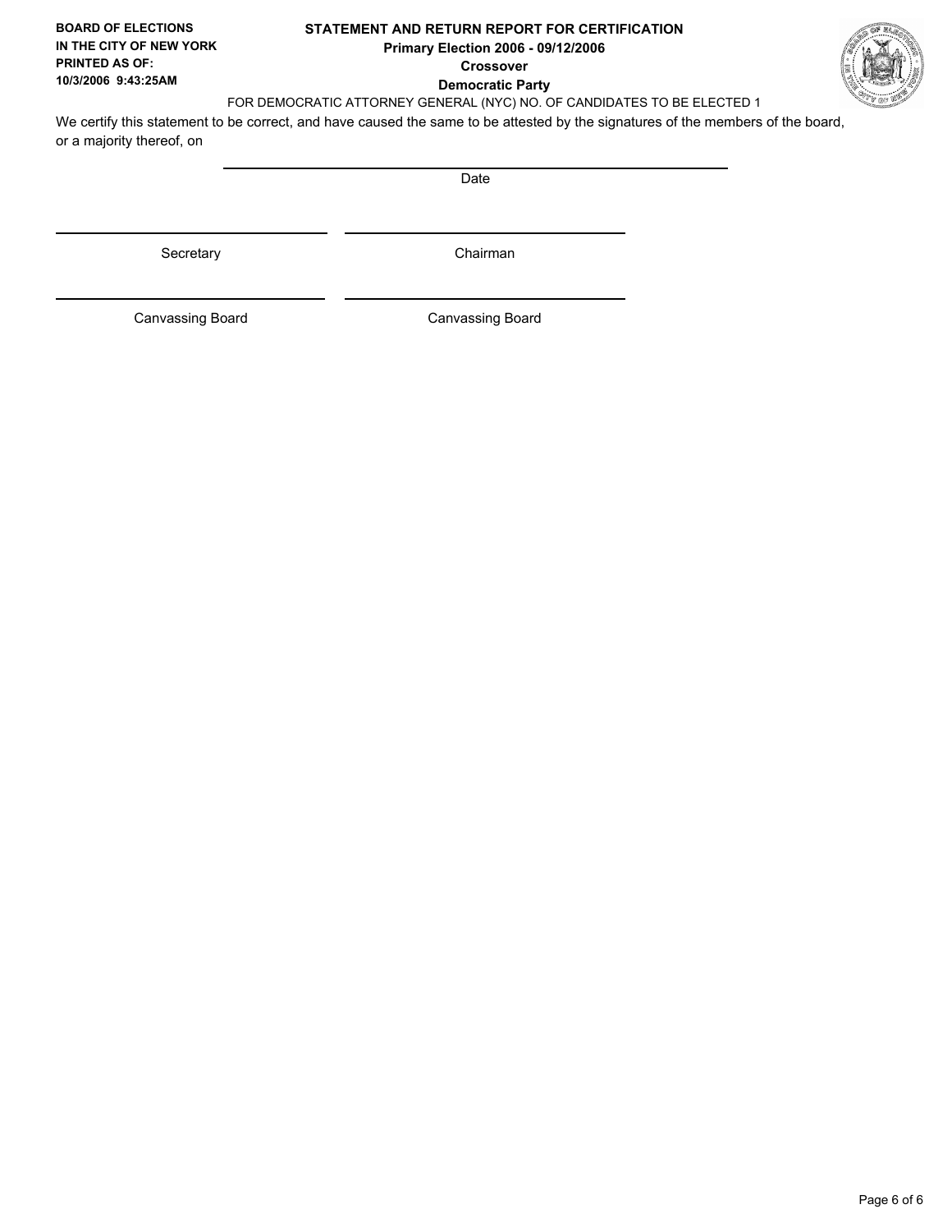**BOARD OF ELECTIONS**
**IN THE CITY OF NEW YORK**
**PRINTED AS OF:**
**10/3/2006 9:43:25AM**

**STATEMENT AND RETURN REPORT FOR CERTIFICATION**
**Primary Election 2006 - 09/12/2006**
**Crossover**
**Democratic Party**

FOR DEMOCRATIC ATTORNEY GENERAL (NYC) NO. OF CANDIDATES TO BE ELECTED 1

We certify this statement to be correct, and have caused the same to be attested by the signatures of the members of the board, or a majority thereof, on

\_\_\_\_\_\_\_\_\_\_\_\_\_\_\_\_\_\_\_\_\_\_\_\_\_\_\_\_\_\_\_\_\_\_\_\_\_\_\_\_
Date

\_\_\_\_\_\_\_\_\_\_\_\_\_\_\_\_\_\_\_\_\_\_\_\_\_ \_\_\_\_\_\_\_\_\_\_\_\_\_\_\_\_\_\_\_\_\_\_\_\_\_
Secretary Chairman

\_\_\_\_\_\_\_\_\_\_\_\_\_\_\_\_\_\_\_\_\_\_\_\_\_ \_\_\_\_\_\_\_\_\_\_\_\_\_\_\_\_\_\_\_\_\_\_\_\_\_
Canvassing Board Canvassing Board